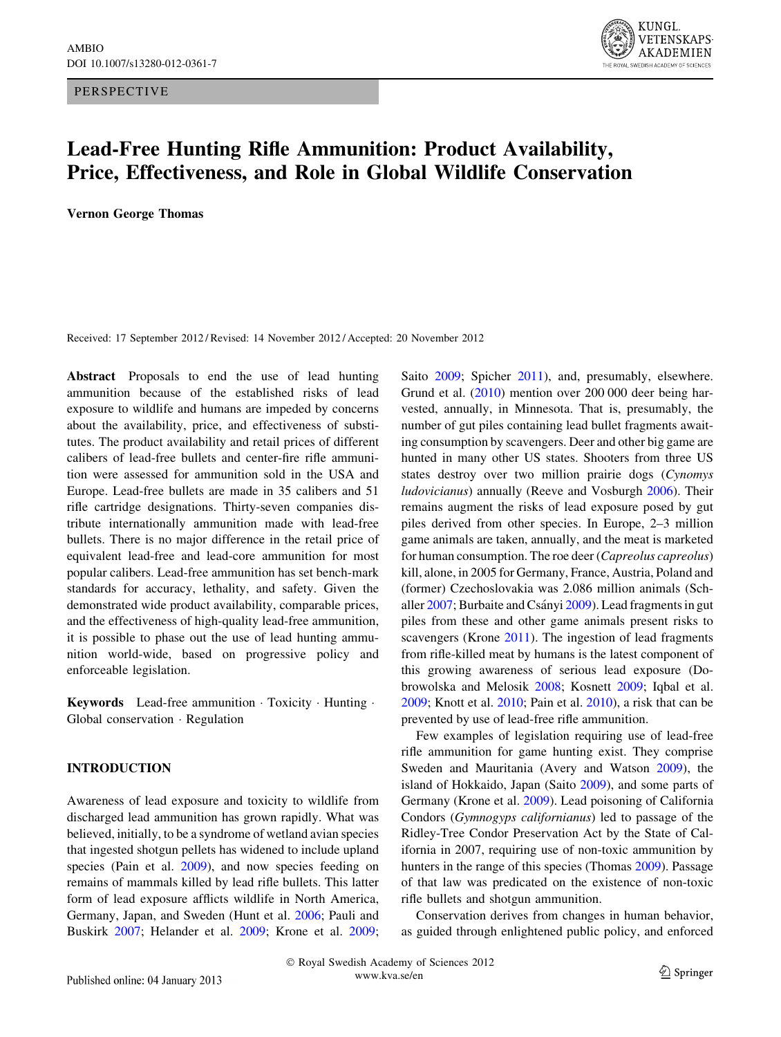PERSPECTIVE

# Lead-Free Hunting Rifle Ammunition: Product Availability, Price, Effectiveness, and Role in Global Wildlife Conservation

**Vernon George Thomas**

Received: 17 September 2012 / Revised: 14 November 2012 / Accepted: 20 November 2012

**Abstract** Proposals to end the use of lead hunting ammunition because of the established risks of lead exposure to wildlife and humans are impeded by concerns about the availability, price, and effectiveness of substitutes. The product availability and retail prices of different calibers of lead-free bullets and center-fire rifle ammunition were assessed for ammunition sold in the USA and Europe. Lead-free bullets are made in 35 calibers and 51 rifle cartridge designations. Thirty-seven companies distribute internationally ammunition made with lead-free bullets. There is no major difference in the retail price of equivalent lead-free and lead-core ammunition for most popular calibers. Lead-free ammunition has set bench-mark standards for accuracy, lethality, and safety. Given the demonstrated wide product availability, comparable prices, and the effectiveness of high-quality lead-free ammunition, it is possible to phase out the use of lead hunting ammunition world-wide, based on progressive policy and enforceable legislation.

**Keywords** Lead-free ammunition · Toxicity · Hunting · Global conservation · Regulation

## INTRODUCTION

Awareness of lead exposure and toxicity to wildlife from discharged lead ammunition has grown rapidly. What was believed, initially, to be a syndrome of wetland avian species that ingested shotgun pellets has widened to include upland species (Pain et al. 2009), and now species feeding on remains of mammals killed by lead rifle bullets. This latter form of lead exposure afflicts wildlife in North America, Germany, Japan, and Sweden (Hunt et al. 2006; Pauli and Buskirk 2007; Helander et al. 2009; Krone et al. 2009; Saito 2009; Spicher 2011), and, presumably, elsewhere. Grund et al. (2010) mention over 200 000 deer being harvested, annually, in Minnesota. That is, presumably, the number of gut piles containing lead bullet fragments awaiting consumption by scavengers. Deer and other big game are hunted in many other US states. Shooters from three US states destroy over two million prairie dogs (*Cynomys ludovicianus*) annually (Reeve and Vosburgh 2006). Their remains augment the risks of lead exposure posed by gut piles derived from other species. In Europe, 2–3 million game animals are taken, annually, and the meat is marketed for human consumption. The roe deer (*Capreolus capreolus*) kill, alone, in 2005 for Germany, France, Austria, Poland and (former) Czechoslovakia was 2.086 million animals (Schaller 2007; Burbaite and Csányi 2009). Lead fragments in gut piles from these and other game animals present risks to scavengers (Krone 2011). The ingestion of lead fragments from rifle-killed meat by humans is the latest component of this growing awareness of serious lead exposure (Dobrowolska and Melosik 2008; Kosnett 2009; Iqbal et al. 2009; Knott et al. 2010; Pain et al. 2010), a risk that can be prevented by use of lead-free rifle ammunition.

Few examples of legislation requiring use of lead-free rifle ammunition for game hunting exist. They comprise Sweden and Mauritania (Avery and Watson 2009), the island of Hokkaido, Japan (Saito 2009), and some parts of Germany (Krone et al. 2009). Lead poisoning of California Condors (*Gymnogyps californianus*) led to passage of the Ridley-Tree Condor Preservation Act by the State of California in 2007, requiring use of non-toxic ammunition by hunters in the range of this species (Thomas 2009). Passage of that law was predicated on the existence of non-toxic rifle bullets and shotgun ammunition.

Conservation derives from changes in human behavior, as guided through enlightened public policy, and enforced

© Royal Swedish Academy of Sciences 2012
www.kva.se/en

Published online: 04 January 2013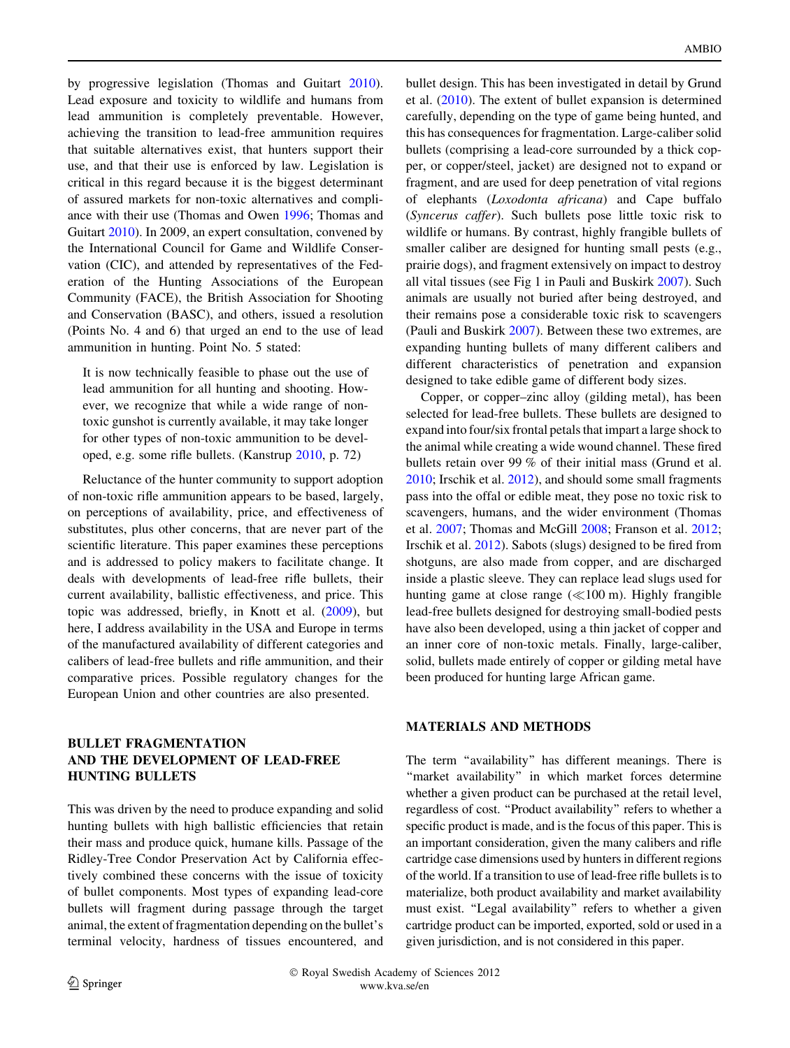by progressive legislation (Thomas and Guitart 2010). Lead exposure and toxicity to wildlife and humans from lead ammunition is completely preventable. However, achieving the transition to lead-free ammunition requires that suitable alternatives exist, that hunters support their use, and that their use is enforced by law. Legislation is critical in this regard because it is the biggest determinant of assured markets for non-toxic alternatives and compliance with their use (Thomas and Owen 1996; Thomas and Guitart 2010). In 2009, an expert consultation, convened by the International Council for Game and Wildlife Conservation (CIC), and attended by representatives of the Federation of the Hunting Associations of the European Community (FACE), the British Association for Shooting and Conservation (BASC), and others, issued a resolution (Points No. 4 and 6) that urged an end to the use of lead ammunition in hunting. Point No. 5 stated:

> It is now technically feasible to phase out the use of lead ammunition for all hunting and shooting. However, we recognize that while a wide range of non-toxic gunshot is currently available, it may take longer for other types of non-toxic ammunition to be developed, e.g. some rifle bullets. (Kanstrup 2010, p. 72)

Reluctance of the hunter community to support adoption of non-toxic rifle ammunition appears to be based, largely, on perceptions of availability, price, and effectiveness of substitutes, plus other concerns, that are never part of the scientific literature. This paper examines these perceptions and is addressed to policy makers to facilitate change. It deals with developments of lead-free rifle bullets, their current availability, ballistic effectiveness, and price. This topic was addressed, briefly, in Knott et al. (2009), but here, I address availability in the USA and Europe in terms of the manufactured availability of different categories and calibers of lead-free bullets and rifle ammunition, and their comparative prices. Possible regulatory changes for the European Union and other countries are also presented.

## BULLET FRAGMENTATION AND THE DEVELOPMENT OF LEAD-FREE HUNTING BULLETS

This was driven by the need to produce expanding and solid hunting bullets with high ballistic efficiencies that retain their mass and produce quick, humane kills. Passage of the Ridley-Tree Condor Preservation Act by California effectively combined these concerns with the issue of toxicity of bullet components. Most types of expanding lead-core bullets will fragment during passage through the target animal, the extent of fragmentation depending on the bullet's terminal velocity, hardness of tissues encountered, and bullet design. This has been investigated in detail by Grund et al. (2010). The extent of bullet expansion is determined carefully, depending on the type of game being hunted, and this has consequences for fragmentation. Large-caliber solid bullets (comprising a lead-core surrounded by a thick copper, or copper/steel, jacket) are designed not to expand or fragment, and are used for deep penetration of vital regions of elephants (*Loxodonta africana*) and Cape buffalo (*Syncerus caffer*). Such bullets pose little toxic risk to wildlife or humans. By contrast, highly frangible bullets of smaller caliber are designed for hunting small pests (e.g., prairie dogs), and fragment extensively on impact to destroy all vital tissues (see Fig 1 in Pauli and Buskirk 2007). Such animals are usually not buried after being destroyed, and their remains pose a considerable toxic risk to scavengers (Pauli and Buskirk 2007). Between these two extremes, are expanding hunting bullets of many different calibers and different characteristics of penetration and expansion designed to take edible game of different body sizes.

Copper, or copper–zinc alloy (gilding metal), has been selected for lead-free bullets. These bullets are designed to expand into four/six frontal petals that impart a large shock to the animal while creating a wide wound channel. These fired bullets retain over 99 % of their initial mass (Grund et al. 2010; Irschik et al. 2012), and should some small fragments pass into the offal or edible meat, they pose no toxic risk to scavengers, humans, and the wider environment (Thomas et al. 2007; Thomas and McGill 2008; Franson et al. 2012; Irschik et al. 2012). Sabots (slugs) designed to be fired from shotguns, are also made from copper, and are discharged inside a plastic sleeve. They can replace lead slugs used for hunting game at close range ($\ll$100 m). Highly frangible lead-free bullets designed for destroying small-bodied pests have also been developed, using a thin jacket of copper and an inner core of non-toxic metals. Finally, large-caliber, solid, bullets made entirely of copper or gilding metal have been produced for hunting large African game.

## MATERIALS AND METHODS

The term "availability" has different meanings. There is "market availability" in which market forces determine whether a given product can be purchased at the retail level, regardless of cost. "Product availability" refers to whether a specific product is made, and is the focus of this paper. This is an important consideration, given the many calibers and rifle cartridge case dimensions used by hunters in different regions of the world. If a transition to use of lead-free rifle bullets is to materialize, both product availability and market availability must exist. "Legal availability" refers to whether a given cartridge product can be imported, exported, sold or used in a given jurisdiction, and is not considered in this paper.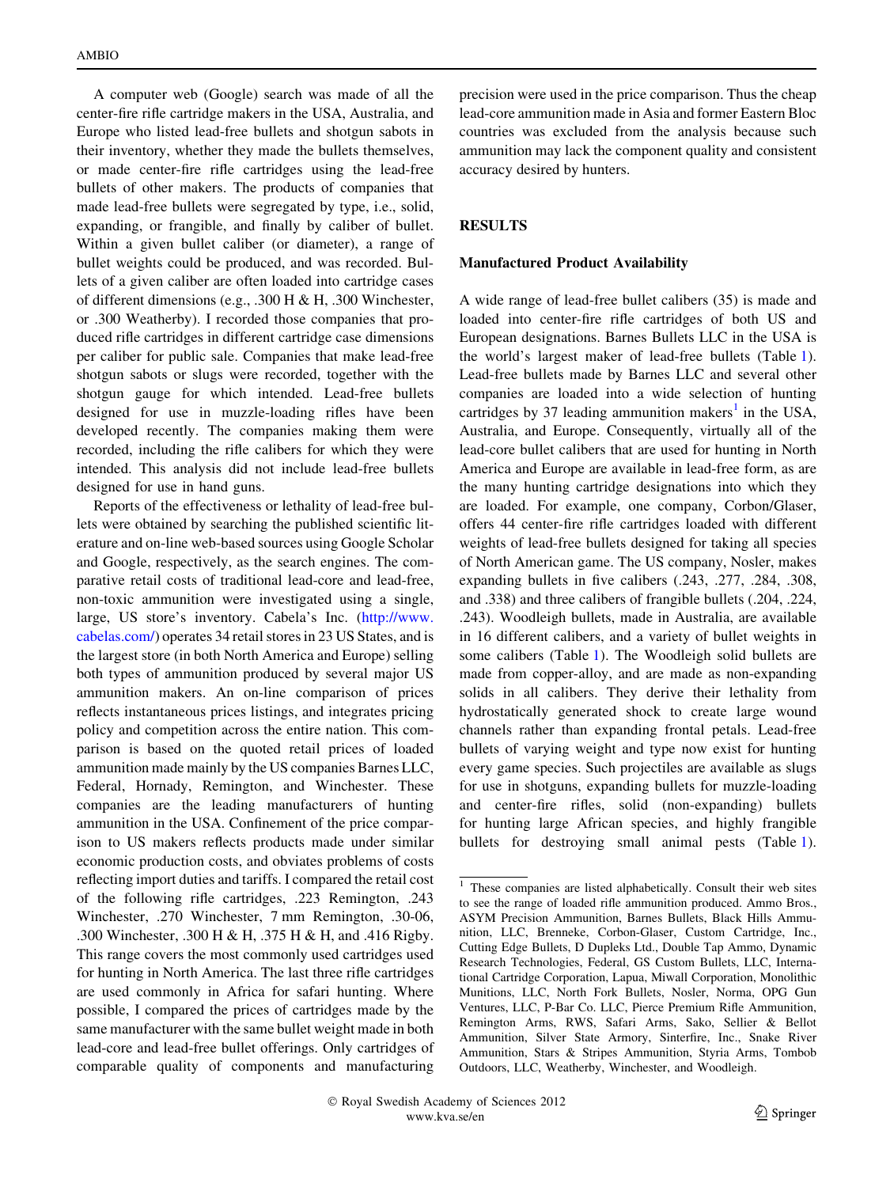A computer web (Google) search was made of all the center-fire rifle cartridge makers in the USA, Australia, and Europe who listed lead-free bullets and shotgun sabots in their inventory, whether they made the bullets themselves, or made center-fire rifle cartridges using the lead-free bullets of other makers. The products of companies that made lead-free bullets were segregated by type, i.e., solid, expanding, or frangible, and finally by caliber of bullet. Within a given bullet caliber (or diameter), a range of bullet weights could be produced, and was recorded. Bullets of a given caliber are often loaded into cartridge cases of different dimensions (e.g., .300 H & H, .300 Winchester, or .300 Weatherby). I recorded those companies that produced rifle cartridges in different cartridge case dimensions per caliber for public sale. Companies that make lead-free shotgun sabots or slugs were recorded, together with the shotgun gauge for which intended. Lead-free bullets designed for use in muzzle-loading rifles have been developed recently. The companies making them were recorded, including the rifle calibers for which they were intended. This analysis did not include lead-free bullets designed for use in hand guns.

Reports of the effectiveness or lethality of lead-free bullets were obtained by searching the published scientific literature and on-line web-based sources using Google Scholar and Google, respectively, as the search engines. The comparative retail costs of traditional lead-core and lead-free, non-toxic ammunition were investigated using a single, large, US store's inventory. Cabela's Inc. (http://www.cabelas.com/) operates 34 retail stores in 23 US States, and is the largest store (in both North America and Europe) selling both types of ammunition produced by several major US ammunition makers. An on-line comparison of prices reflects instantaneous prices listings, and integrates pricing policy and competition across the entire nation. This comparison is based on the quoted retail prices of loaded ammunition made mainly by the US companies Barnes LLC, Federal, Hornady, Remington, and Winchester. These companies are the leading manufacturers of hunting ammunition in the USA. Confinement of the price comparison to US makers reflects products made under similar economic production costs, and obviates problems of costs reflecting import duties and tariffs. I compared the retail cost of the following rifle cartridges, .223 Remington, .243 Winchester, .270 Winchester, 7 mm Remington, .30-06, .300 Winchester, .300 H & H, .375 H & H, and .416 Rigby. This range covers the most commonly used cartridges used for hunting in North America. The last three rifle cartridges are used commonly in Africa for safari hunting. Where possible, I compared the prices of cartridges made by the same manufacturer with the same bullet weight made in both lead-core and lead-free bullet offerings. Only cartridges of comparable quality of components and manufacturing precision were used in the price comparison. Thus the cheap lead-core ammunition made in Asia and former Eastern Bloc countries was excluded from the analysis because such ammunition may lack the component quality and consistent accuracy desired by hunters.

## RESULTS

### Manufactured Product Availability

A wide range of lead-free bullet calibers (35) is made and loaded into center-fire rifle cartridges of both US and European designations. Barnes Bullets LLC in the USA is the world's largest maker of lead-free bullets (Table 1). Lead-free bullets made by Barnes LLC and several other companies are loaded into a wide selection of hunting cartridges by 37 leading ammunition makers[1] in the USA, Australia, and Europe. Consequently, virtually all of the lead-core bullet calibers that are used for hunting in North America and Europe are available in lead-free form, as are the many hunting cartridge designations into which they are loaded. For example, one company, Corbon/Glaser, offers 44 center-fire rifle cartridges loaded with different weights of lead-free bullets designed for taking all species of North American game. The US company, Nosler, makes expanding bullets in five calibers (.243, .277, .284, .308, and .338) and three calibers of frangible bullets (.204, .224, .243). Woodleigh bullets, made in Australia, are available in 16 different calibers, and a variety of bullet weights in some calibers (Table 1). The Woodleigh solid bullets are made from copper-alloy, and are made as non-expanding solids in all calibers. They derive their lethality from hydrostatically generated shock to create large wound channels rather than expanding frontal petals. Lead-free bullets of varying weight and type now exist for hunting every game species. Such projectiles are available as slugs for use in shotguns, expanding bullets for muzzle-loading and center-fire rifles, solid (non-expanding) bullets for hunting large African species, and highly frangible bullets for destroying small animal pests (Table 1).

[1] These companies are listed alphabetically. Consult their web sites to see the range of loaded rifle ammunition produced. Ammo Bros., ASYM Precision Ammunition, Barnes Bullets, Black Hills Ammunition, LLC, Brenneke, Corbon-Glaser, Custom Cartridge, Inc., Cutting Edge Bullets, D Dupleks Ltd., Double Tap Ammo, Dynamic Research Technologies, Federal, GS Custom Bullets, LLC, International Cartridge Corporation, Lapua, Miwall Corporation, Monolithic Munitions, LLC, North Fork Bullets, Nosler, Norma, OPG Gun Ventures, LLC, P-Bar Co. LLC, Pierce Premium Rifle Ammunition, Remington Arms, RWS, Safari Arms, Sako, Sellier & Bellot Ammunition, Silver State Armory, Sinterfire, Inc., Snake River Ammunition, Stars & Stripes Ammunition, Styria Arms, Tombob Outdoors, LLC, Weatherby, Winchester, and Woodleigh.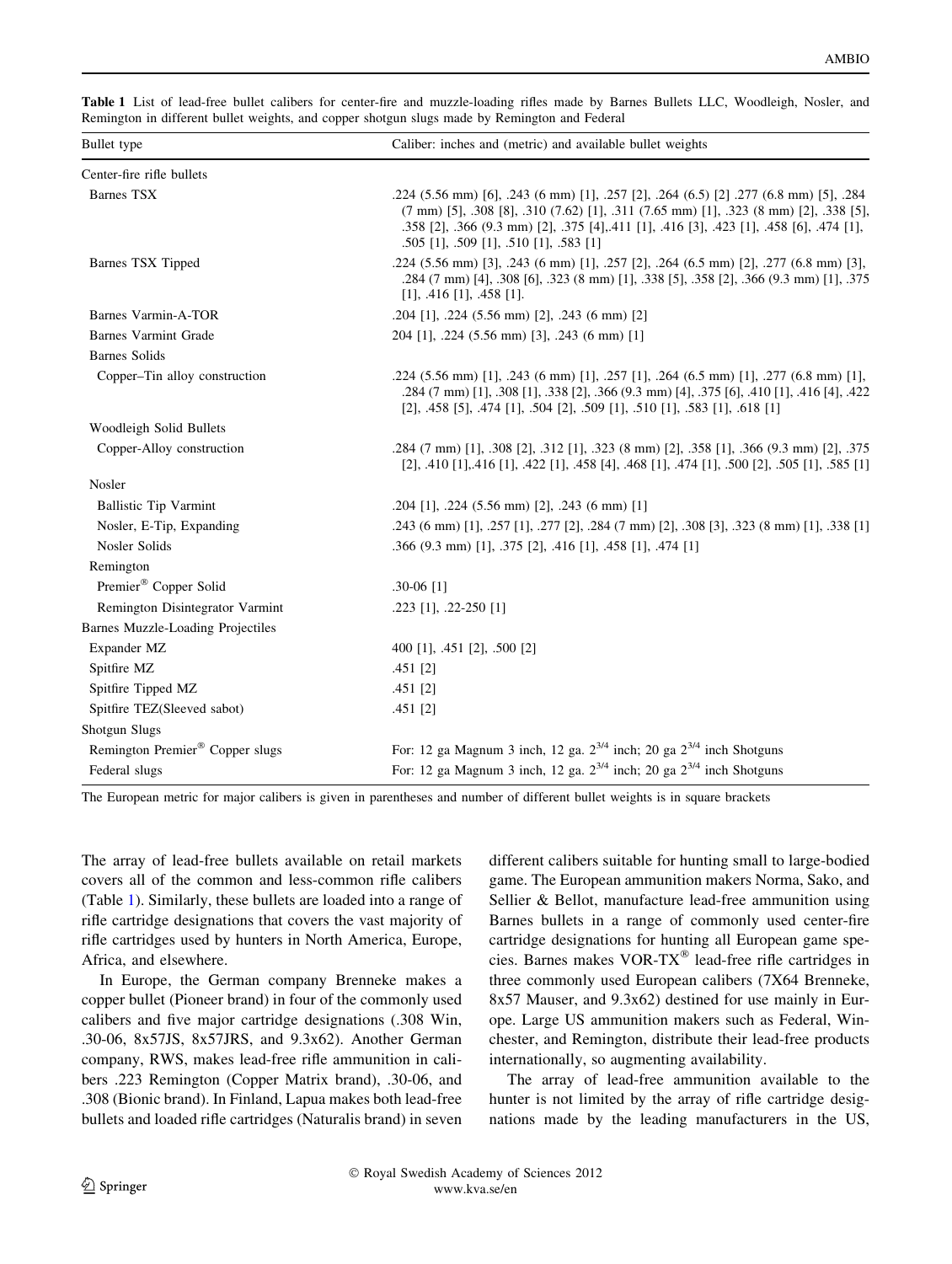**Table 1** List of lead-free bullet calibers for center-fire and muzzle-loading rifles made by Barnes Bullets LLC, Woodleigh, Nosler, and Remington in different bullet weights, and copper shotgun slugs made by Remington and Federal

| Bullet type | Caliber: inches and (metric) and available bullet weights |
|---|---|
| Center-fire rifle bullets | |
| Barnes TSX | .224 (5.56 mm) [6], .243 (6 mm) [1], .257 [2], .264 (6.5) [2] .277 (6.8 mm) [5], .284 (7 mm) [5], .308 [8], .310 (7.62) [1], .311 (7.65 mm) [1], .323 (8 mm) [2], .338 [5], .358 [2], .366 (9.3 mm) [2], .375 [4],.411 [1], .416 [3], .423 [1], .458 [6], .474 [1], .505 [1], .509 [1], .510 [1], .583 [1] |
| Barnes TSX Tipped | .224 (5.56 mm) [3], .243 (6 mm) [1], .257 [2], .264 (6.5 mm) [2], .277 (6.8 mm) [3], .284 (7 mm) [4], .308 [6], .323 (8 mm) [1], .338 [5], .358 [2], .366 (9.3 mm) [1], .375 [1], .416 [1], .458 [1]. |
| Barnes Varmin-A-TOR | .204 [1], .224 (5.56 mm) [2], .243 (6 mm) [2] |
| Barnes Varmint Grade | 204 [1], .224 (5.56 mm) [3], .243 (6 mm) [1] |
| Barnes Solids | |
| Copper–Tin alloy construction | .224 (5.56 mm) [1], .243 (6 mm) [1], .257 [1], .264 (6.5 mm) [1], .277 (6.8 mm) [1], .284 (7 mm) [1], .308 [1], .338 [2], .366 (9.3 mm) [4], .375 [6], .410 [1], .416 [4], .422 [2], .458 [5], .474 [1], .504 [2], .509 [1], .510 [1], .583 [1], .618 [1] |
| Woodleigh Solid Bullets | |
| Copper-Alloy construction | .284 (7 mm) [1], .308 [2], .312 [1], .323 (8 mm) [2], .358 [1], .366 (9.3 mm) [2], .375 [2], .410 [1],.416 [1], .422 [1], .458 [4], .468 [1], .474 [1], .500 [2], .505 [1], .585 [1] |
| Nosler | |
| Ballistic Tip Varmint | .204 [1], .224 (5.56 mm) [2], .243 (6 mm) [1] |
| Nosler, E-Tip, Expanding | .243 (6 mm) [1], .257 [1], .277 [2], .284 (7 mm) [2], .308 [3], .323 (8 mm) [1], .338 [1] |
| Nosler Solids | .366 (9.3 mm) [1], .375 [2], .416 [1], .458 [1], .474 [1] |
| Remington | |
| Premier® Copper Solid | .30-06 [1] |
| Remington Disintegrator Varmint | .223 [1], .22-250 [1] |
| Barnes Muzzle-Loading Projectiles | |
| Expander MZ | 400 [1], .451 [2], .500 [2] |
| Spitfire MZ | .451 [2] |
| Spitfire Tipped MZ | .451 [2] |
| Spitfire TEZ(Sleeved sabot) | .451 [2] |
| Shotgun Slugs | |
| Remington Premier® Copper slugs | For: 12 ga Magnum 3 inch, 12 ga. $2^{3/4}$ inch; 20 ga $2^{3/4}$ inch Shotguns |
| Federal slugs | For: 12 ga Magnum 3 inch, 12 ga. $2^{3/4}$ inch; 20 ga $2^{3/4}$ inch Shotguns |

The European metric for major calibers is given in parentheses and number of different bullet weights is in square brackets

The array of lead-free bullets available on retail markets covers all of the common and less-common rifle calibers (Table 1). Similarly, these bullets are loaded into a range of rifle cartridge designations that covers the vast majority of rifle cartridges used by hunters in North America, Europe, Africa, and elsewhere.

In Europe, the German company Brenneke makes a copper bullet (Pioneer brand) in four of the commonly used calibers and five major cartridge designations (.308 Win, .30-06, 8x57JS, 8x57JRS, and 9.3x62). Another German company, RWS, makes lead-free rifle ammunition in calibers .223 Remington (Copper Matrix brand), .30-06, and .308 (Bionic brand). In Finland, Lapua makes both lead-free bullets and loaded rifle cartridges (Naturalis brand) in seven different calibers suitable for hunting small to large-bodied game. The European ammunition makers Norma, Sako, and Sellier & Bellot, manufacture lead-free ammunition using Barnes bullets in a range of commonly used center-fire cartridge designations for hunting all European game species. Barnes makes VOR-TX® lead-free rifle cartridges in three commonly used European calibers (7X64 Brenneke, 8x57 Mauser, and 9.3x62) destined for use mainly in Europe. Large US ammunition makers such as Federal, Winchester, and Remington, distribute their lead-free products internationally, so augmenting availability.

The array of lead-free ammunition available to the hunter is not limited by the array of rifle cartridge designations made by the leading manufacturers in the US,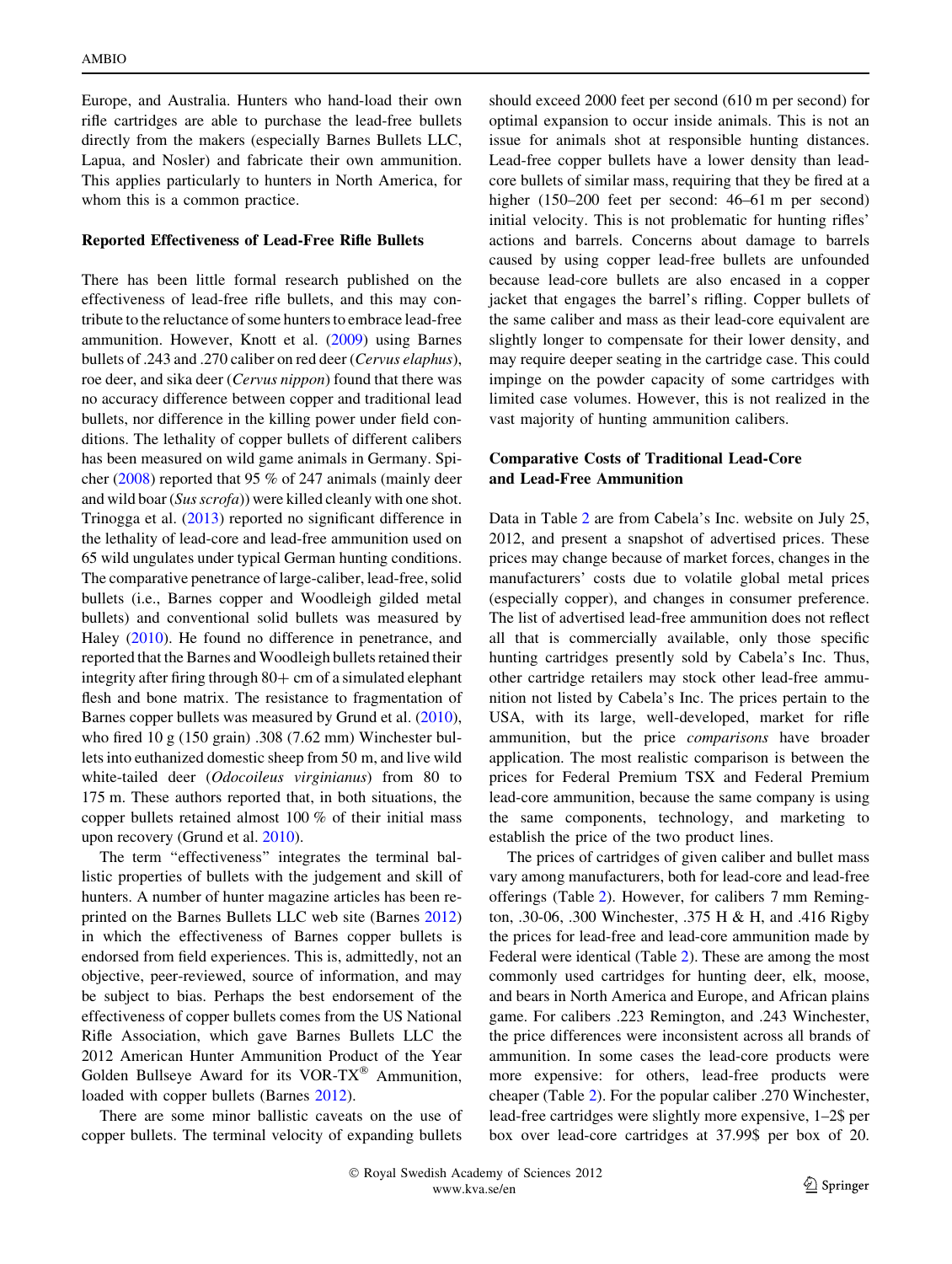Europe, and Australia. Hunters who hand-load their own rifle cartridges are able to purchase the lead-free bullets directly from the makers (especially Barnes Bullets LLC, Lapua, and Nosler) and fabricate their own ammunition. This applies particularly to hunters in North America, for whom this is a common practice.

## Reported Effectiveness of Lead-Free Rifle Bullets

There has been little formal research published on the effectiveness of lead-free rifle bullets, and this may contribute to the reluctance of some hunters to embrace lead-free ammunition. However, Knott et al. (2009) using Barnes bullets of .243 and .270 caliber on red deer (*Cervus elaphus*), roe deer, and sika deer (*Cervus nippon*) found that there was no accuracy difference between copper and traditional lead bullets, nor difference in the killing power under field conditions. The lethality of copper bullets of different calibers has been measured on wild game animals in Germany. Spicher (2008) reported that 95 % of 247 animals (mainly deer and wild boar (*Sus scrofa*)) were killed cleanly with one shot. Trinogga et al. (2013) reported no significant difference in the lethality of lead-core and lead-free ammunition used on 65 wild ungulates under typical German hunting conditions. The comparative penetrance of large-caliber, lead-free, solid bullets (i.e., Barnes copper and Woodleigh gilded metal bullets) and conventional solid bullets was measured by Haley (2010). He found no difference in penetrance, and reported that the Barnes and Woodleigh bullets retained their integrity after firing through 80+ cm of a simulated elephant flesh and bone matrix. The resistance to fragmentation of Barnes copper bullets was measured by Grund et al. (2010), who fired 10 g (150 grain) .308 (7.62 mm) Winchester bullets into euthanized domestic sheep from 50 m, and live wild white-tailed deer (*Odocoileus virginianus*) from 80 to 175 m. These authors reported that, in both situations, the copper bullets retained almost 100 % of their initial mass upon recovery (Grund et al. 2010).

The term "effectiveness" integrates the terminal ballistic properties of bullets with the judgement and skill of hunters. A number of hunter magazine articles has been reprinted on the Barnes Bullets LLC web site (Barnes 2012) in which the effectiveness of Barnes copper bullets is endorsed from field experiences. This is, admittedly, not an objective, peer-reviewed, source of information, and may be subject to bias. Perhaps the best endorsement of the effectiveness of copper bullets comes from the US National Rifle Association, which gave Barnes Bullets LLC the 2012 American Hunter Ammunition Product of the Year Golden Bullseye Award for its VOR-TX® Ammunition, loaded with copper bullets (Barnes 2012).

There are some minor ballistic caveats on the use of copper bullets. The terminal velocity of expanding bullets should exceed 2000 feet per second (610 m per second) for optimal expansion to occur inside animals. This is not an issue for animals shot at responsible hunting distances. Lead-free copper bullets have a lower density than lead-core bullets of similar mass, requiring that they be fired at a higher (150–200 feet per second: 46–61 m per second) initial velocity. This is not problematic for hunting rifles' actions and barrels. Concerns about damage to barrels caused by using copper lead-free bullets are unfounded because lead-core bullets are also encased in a copper jacket that engages the barrel's rifling. Copper bullets of the same caliber and mass as their lead-core equivalent are slightly longer to compensate for their lower density, and may require deeper seating in the cartridge case. This could impinge on the powder capacity of some cartridges with limited case volumes. However, this is not realized in the vast majority of hunting ammunition calibers.

## Comparative Costs of Traditional Lead-Core and Lead-Free Ammunition

Data in Table 2 are from Cabela's Inc. website on July 25, 2012, and present a snapshot of advertised prices. These prices may change because of market forces, changes in the manufacturers' costs due to volatile global metal prices (especially copper), and changes in consumer preference. The list of advertised lead-free ammunition does not reflect all that is commercially available, only those specific hunting cartridges presently sold by Cabela's Inc. Thus, other cartridge retailers may stock other lead-free ammunition not listed by Cabela's Inc. The prices pertain to the USA, with its large, well-developed, market for rifle ammunition, but the price *comparisons* have broader application. The most realistic comparison is between the prices for Federal Premium TSX and Federal Premium lead-core ammunition, because the same company is using the same components, technology, and marketing to establish the price of the two product lines.

The prices of cartridges of given caliber and bullet mass vary among manufacturers, both for lead-core and lead-free offerings (Table 2). However, for calibers 7 mm Remington, .30-06, .300 Winchester, .375 H & H, and .416 Rigby the prices for lead-free and lead-core ammunition made by Federal were identical (Table 2). These are among the most commonly used cartridges for hunting deer, elk, moose, and bears in North America and Europe, and African plains game. For calibers .223 Remington, and .243 Winchester, the price differences were inconsistent across all brands of ammunition. In some cases the lead-core products were more expensive: for others, lead-free products were cheaper (Table 2). For the popular caliber .270 Winchester, lead-free cartridges were slightly more expensive, 1–2$ per box over lead-core cartridges at 37.99$ per box of 20.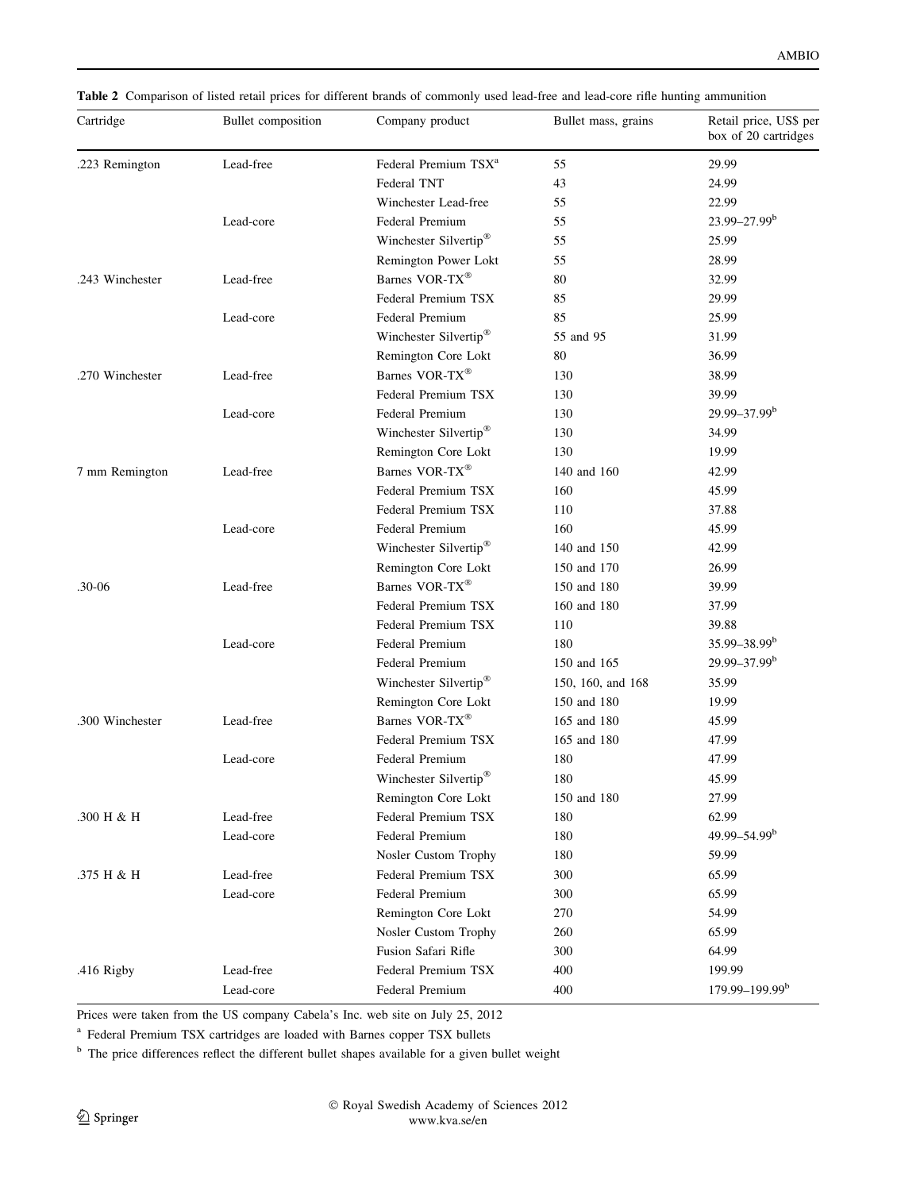**Table 2** Comparison of listed retail prices for different brands of commonly used lead-free and lead-core rifle hunting ammunition

| Cartridge | Bullet composition | Company product | Bullet mass, grains | Retail price, US$ per box of 20 cartridges |
|---|---|---|---|---|
| .223 Remington | Lead-free | Federal Premium TSX[a] | 55 | 29.99 |
| | | Federal TNT | 43 | 24.99 |
| | | Winchester Lead-free | 55 | 22.99 |
| | Lead-core | Federal Premium | 55 | 23.99–27.99[b] |
| | | Winchester Silvertip® | 55 | 25.99 |
| | | Remington Power Lokt | 55 | 28.99 |
| .243 Winchester | Lead-free | Barnes VOR-TX® | 80 | 32.99 |
| | | Federal Premium TSX | 85 | 29.99 |
| | Lead-core | Federal Premium | 85 | 25.99 |
| | | Winchester Silvertip® | 55 and 95 | 31.99 |
| | | Remington Core Lokt | 80 | 36.99 |
| .270 Winchester | Lead-free | Barnes VOR-TX® | 130 | 38.99 |
| | | Federal Premium TSX | 130 | 39.99 |
| | Lead-core | Federal Premium | 130 | 29.99–37.99[b] |
| | | Winchester Silvertip® | 130 | 34.99 |
| | | Remington Core Lokt | 130 | 19.99 |
| 7 mm Remington | Lead-free | Barnes VOR-TX® | 140 and 160 | 42.99 |
| | | Federal Premium TSX | 160 | 45.99 |
| | | Federal Premium TSX | 110 | 37.88 |
| | Lead-core | Federal Premium | 160 | 45.99 |
| | | Winchester Silvertip® | 140 and 150 | 42.99 |
| | | Remington Core Lokt | 150 and 170 | 26.99 |
| .30-06 | Lead-free | Barnes VOR-TX® | 150 and 180 | 39.99 |
| | | Federal Premium TSX | 160 and 180 | 37.99 |
| | | Federal Premium TSX | 110 | 39.88 |
| | Lead-core | Federal Premium | 180 | 35.99–38.99[b] |
| | | Federal Premium | 150 and 165 | 29.99–37.99[b] |
| | | Winchester Silvertip® | 150, 160, and 168 | 35.99 |
| | | Remington Core Lokt | 150 and 180 | 19.99 |
| .300 Winchester | Lead-free | Barnes VOR-TX® | 165 and 180 | 45.99 |
| | | Federal Premium TSX | 165 and 180 | 47.99 |
| | Lead-core | Federal Premium | 180 | 47.99 |
| | | Winchester Silvertip® | 180 | 45.99 |
| | | Remington Core Lokt | 150 and 180 | 27.99 |
| .300 H & H | Lead-free | Federal Premium TSX | 180 | 62.99 |
| | Lead-core | Federal Premium | 180 | 49.99–54.99[b] |
| | | Nosler Custom Trophy | 180 | 59.99 |
| .375 H & H | Lead-free | Federal Premium TSX | 300 | 65.99 |
| | Lead-core | Federal Premium | 300 | 65.99 |
| | | Remington Core Lokt | 270 | 54.99 |
| | | Nosler Custom Trophy | 260 | 65.99 |
| | | Fusion Safari Rifle | 300 | 64.99 |
| .416 Rigby | Lead-free | Federal Premium TSX | 400 | 199.99 |
| | Lead-core | Federal Premium | 400 | 179.99–199.99[b] |

Prices were taken from the US company Cabela's Inc. web site on July 25, 2012

[a] Federal Premium TSX cartridges are loaded with Barnes copper TSX bullets

[b] The price differences reflect the different bullet shapes available for a given bullet weight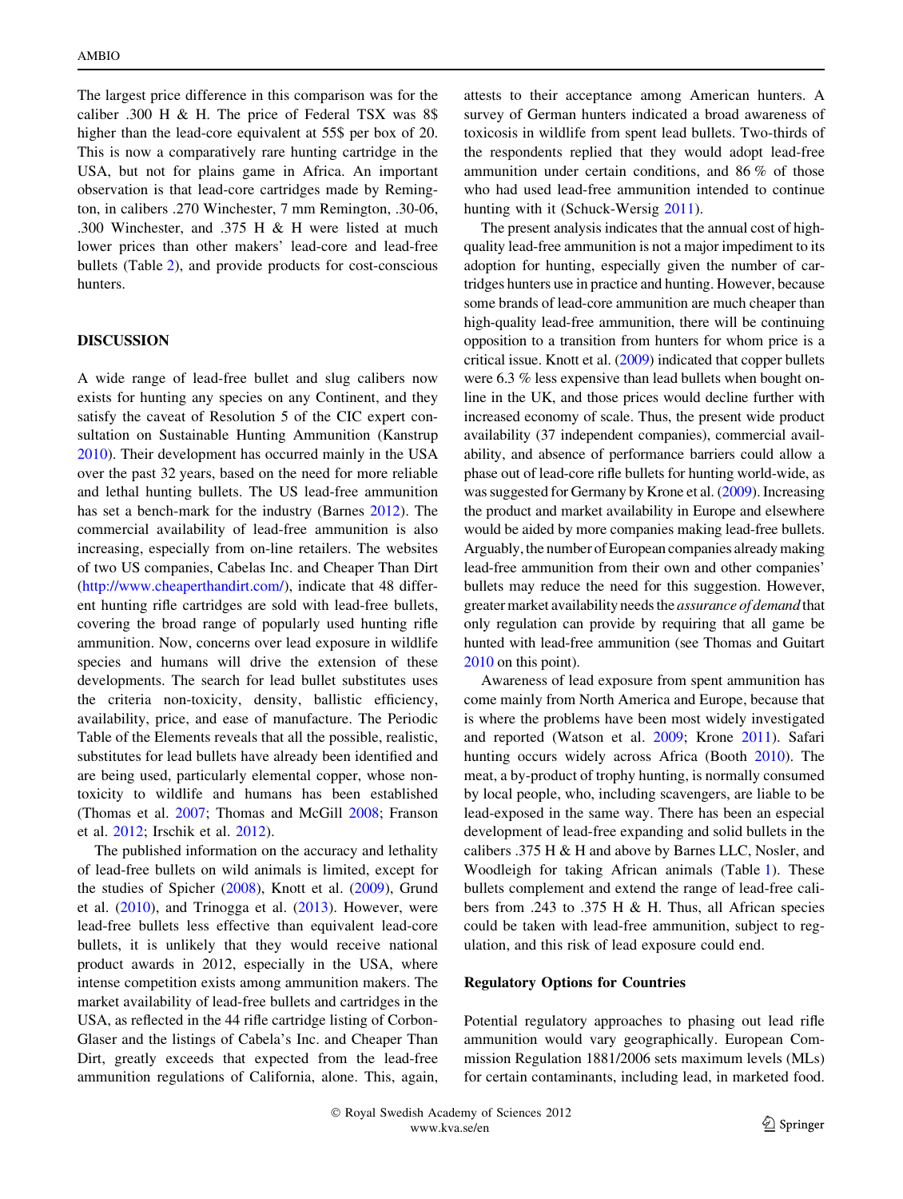The largest price difference in this comparison was for the caliber .300 H & H. The price of Federal TSX was 8$ higher than the lead-core equivalent at 55$ per box of 20. This is now a comparatively rare hunting cartridge in the USA, but not for plains game in Africa. An important observation is that lead-core cartridges made by Remington, in calibers .270 Winchester, 7 mm Remington, .30-06, .300 Winchester, and .375 H & H were listed at much lower prices than other makers' lead-core and lead-free bullets (Table 2), and provide products for cost-conscious hunters.

## DISCUSSION

A wide range of lead-free bullet and slug calibers now exists for hunting any species on any Continent, and they satisfy the caveat of Resolution 5 of the CIC expert consultation on Sustainable Hunting Ammunition (Kanstrup 2010). Their development has occurred mainly in the USA over the past 32 years, based on the need for more reliable and lethal hunting bullets. The US lead-free ammunition has set a bench-mark for the industry (Barnes 2012). The commercial availability of lead-free ammunition is also increasing, especially from on-line retailers. The websites of two US companies, Cabelas Inc. and Cheaper Than Dirt (http://www.cheaperthandirt.com/), indicate that 48 different hunting rifle cartridges are sold with lead-free bullets, covering the broad range of popularly used hunting rifle ammunition. Now, concerns over lead exposure in wildlife species and humans will drive the extension of these developments. The search for lead bullet substitutes uses the criteria non-toxicity, density, ballistic efficiency, availability, price, and ease of manufacture. The Periodic Table of the Elements reveals that all the possible, realistic, substitutes for lead bullets have already been identified and are being used, particularly elemental copper, whose non-toxicity to wildlife and humans has been established (Thomas et al. 2007; Thomas and McGill 2008; Franson et al. 2012; Irschik et al. 2012).

The published information on the accuracy and lethality of lead-free bullets on wild animals is limited, except for the studies of Spicher (2008), Knott et al. (2009), Grund et al. (2010), and Trinogga et al. (2013). However, were lead-free bullets less effective than equivalent lead-core bullets, it is unlikely that they would receive national product awards in 2012, especially in the USA, where intense competition exists among ammunition makers. The market availability of lead-free bullets and cartridges in the USA, as reflected in the 44 rifle cartridge listing of Corbon-Glaser and the listings of Cabela's Inc. and Cheaper Than Dirt, greatly exceeds that expected from the lead-free ammunition regulations of California, alone. This, again, attests to their acceptance among American hunters. A survey of German hunters indicated a broad awareness of toxicosis in wildlife from spent lead bullets. Two-thirds of the respondents replied that they would adopt lead-free ammunition under certain conditions, and 86 % of those who had used lead-free ammunition intended to continue hunting with it (Schuck-Wersig 2011).

The present analysis indicates that the annual cost of high-quality lead-free ammunition is not a major impediment to its adoption for hunting, especially given the number of cartridges hunters use in practice and hunting. However, because some brands of lead-core ammunition are much cheaper than high-quality lead-free ammunition, there will be continuing opposition to a transition from hunters for whom price is a critical issue. Knott et al. (2009) indicated that copper bullets were 6.3 % less expensive than lead bullets when bought on-line in the UK, and those prices would decline further with increased economy of scale. Thus, the present wide product availability (37 independent companies), commercial availability, and absence of performance barriers could allow a phase out of lead-core rifle bullets for hunting world-wide, as was suggested for Germany by Krone et al. (2009). Increasing the product and market availability in Europe and elsewhere would be aided by more companies making lead-free bullets. Arguably, the number of European companies already making lead-free ammunition from their own and other companies' bullets may reduce the need for this suggestion. However, greater market availability needs the *assurance of demand* that only regulation can provide by requiring that all game be hunted with lead-free ammunition (see Thomas and Guitart 2010 on this point).

Awareness of lead exposure from spent ammunition has come mainly from North America and Europe, because that is where the problems have been most widely investigated and reported (Watson et al. 2009; Krone 2011). Safari hunting occurs widely across Africa (Booth 2010). The meat, a by-product of trophy hunting, is normally consumed by local people, who, including scavengers, are liable to be lead-exposed in the same way. There has been an especial development of lead-free expanding and solid bullets in the calibers .375 H & H and above by Barnes LLC, Nosler, and Woodleigh for taking African animals (Table 1). These bullets complement and extend the range of lead-free calibers from .243 to .375 H & H. Thus, all African species could be taken with lead-free ammunition, subject to regulation, and this risk of lead exposure could end.

### Regulatory Options for Countries

Potential regulatory approaches to phasing out lead rifle ammunition would vary geographically. European Commission Regulation 1881/2006 sets maximum levels (MLs) for certain contaminants, including lead, in marketed food.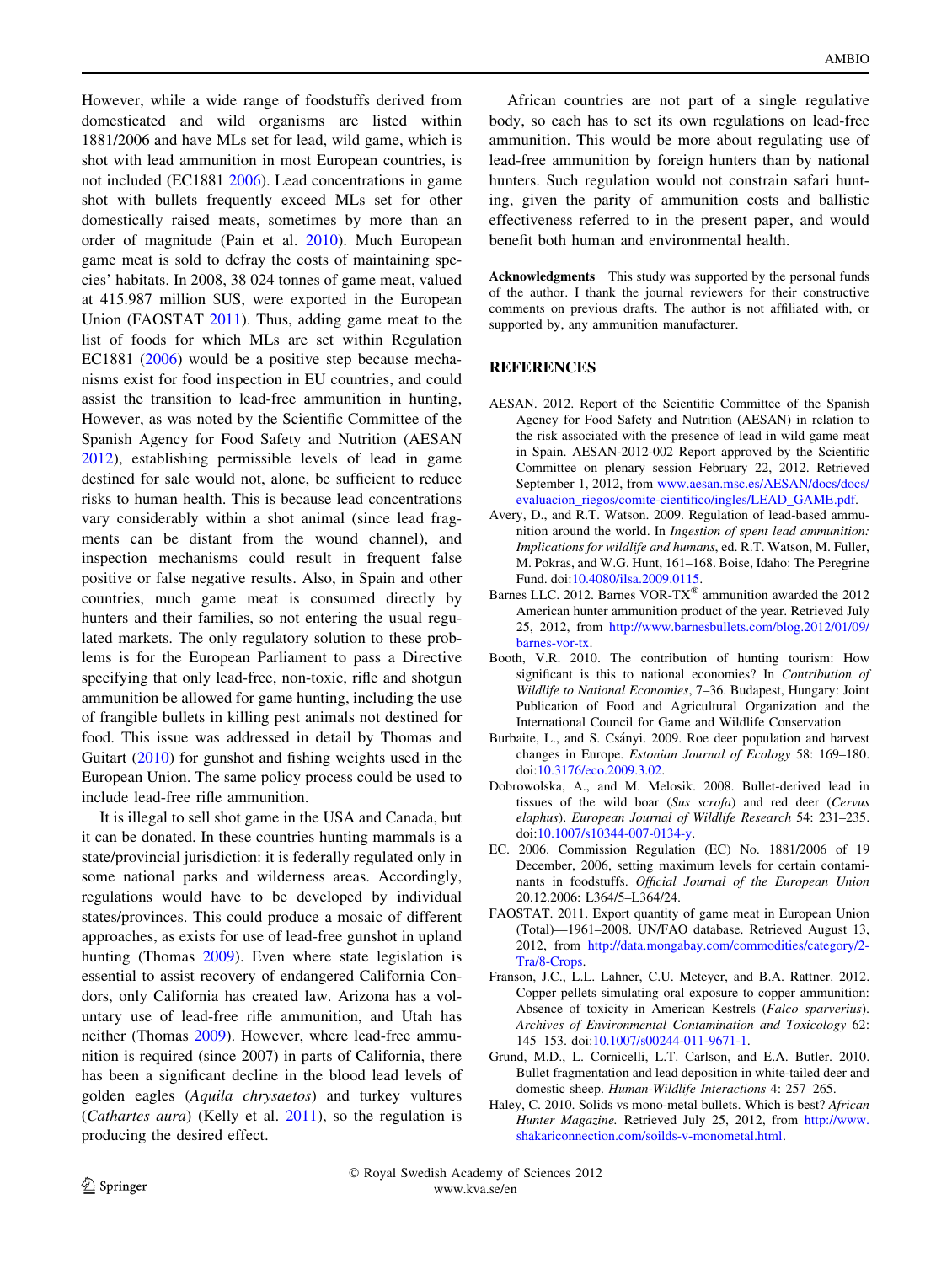However, while a wide range of foodstuffs derived from domesticated and wild organisms are listed within 1881/2006 and have MLs set for lead, wild game, which is shot with lead ammunition in most European countries, is not included (EC1881 2006). Lead concentrations in game shot with bullets frequently exceed MLs set for other domestically raised meats, sometimes by more than an order of magnitude (Pain et al. 2010). Much European game meat is sold to defray the costs of maintaining species' habitats. In 2008, 38 024 tonnes of game meat, valued at 415.987 million $US, were exported in the European Union (FAOSTAT 2011). Thus, adding game meat to the list of foods for which MLs are set within Regulation EC1881 (2006) would be a positive step because mechanisms exist for food inspection in EU countries, and could assist the transition to lead-free ammunition in hunting, However, as was noted by the Scientific Committee of the Spanish Agency for Food Safety and Nutrition (AESAN 2012), establishing permissible levels of lead in game destined for sale would not, alone, be sufficient to reduce risks to human health. This is because lead concentrations vary considerably within a shot animal (since lead fragments can be distant from the wound channel), and inspection mechanisms could result in frequent false positive or false negative results. Also, in Spain and other countries, much game meat is consumed directly by hunters and their families, so not entering the usual regulated markets. The only regulatory solution to these problems is for the European Parliament to pass a Directive specifying that only lead-free, non-toxic, rifle and shotgun ammunition be allowed for game hunting, including the use of frangible bullets in killing pest animals not destined for food. This issue was addressed in detail by Thomas and Guitart (2010) for gunshot and fishing weights used in the European Union. The same policy process could be used to include lead-free rifle ammunition.

It is illegal to sell shot game in the USA and Canada, but it can be donated. In these countries hunting mammals is a state/provincial jurisdiction: it is federally regulated only in some national parks and wilderness areas. Accordingly, regulations would have to be developed by individual states/provinces. This could produce a mosaic of different approaches, as exists for use of lead-free gunshot in upland hunting (Thomas 2009). Even where state legislation is essential to assist recovery of endangered California Condors, only California has created law. Arizona has a voluntary use of lead-free rifle ammunition, and Utah has neither (Thomas 2009). However, where lead-free ammunition is required (since 2007) in parts of California, there has been a significant decline in the blood lead levels of golden eagles (*Aquila chrysaetos*) and turkey vultures (*Cathartes aura*) (Kelly et al. 2011), so the regulation is producing the desired effect.

African countries are not part of a single regulative body, so each has to set its own regulations on lead-free ammunition. This would be more about regulating use of lead-free ammunition by foreign hunters than by national hunters. Such regulation would not constrain safari hunting, given the parity of ammunition costs and ballistic effectiveness referred to in the present paper, and would benefit both human and environmental health.

**Acknowledgments** This study was supported by the personal funds of the author. I thank the journal reviewers for their constructive comments on previous drafts. The author is not affiliated with, or supported by, any ammunition manufacturer.

## REFERENCES

AESAN. 2012. Report of the Scientific Committee of the Spanish Agency for Food Safety and Nutrition (AESAN) in relation to the risk associated with the presence of lead in wild game meat in Spain. AESAN-2012-002 Report approved by the Scientific Committee on plenary session February 22, 2012. Retrieved September 1, 2012, from www.aesan.msc.es/AESAN/docs/docs/evaluacion_riegos/comite-cientifico/ingles/LEAD_GAME.pdf.

Avery, D., and R.T. Watson. 2009. Regulation of lead-based ammunition around the world. In *Ingestion of spent lead ammunition: Implications for wildlife and humans*, ed. R.T. Watson, M. Fuller, M. Pokras, and W.G. Hunt, 161–168. Boise, Idaho: The Peregrine Fund. doi:10.4080/ilsa.2009.0115.

Barnes LLC. 2012. Barnes VOR-TX® ammunition awarded the 2012 American hunter ammunition product of the year. Retrieved July 25, 2012, from http://www.barnesbullets.com/blog.2012/01/09/barnes-vor-tx.

Booth, V.R. 2010. The contribution of hunting tourism: How significant is this to national economies? In *Contribution of Wildlife to National Economies*, 7–36. Budapest, Hungary: Joint Publication of Food and Agricultural Organization and the International Council for Game and Wildlife Conservation

Burbaite, L., and S. Csányi. 2009. Roe deer population and harvest changes in Europe. *Estonian Journal of Ecology* 58: 169–180. doi:10.3176/eco.2009.3.02.

Dobrowolska, A., and M. Melosik. 2008. Bullet-derived lead in tissues of the wild boar (*Sus scrofa*) and red deer (*Cervus elaphus*). *European Journal of Wildlife Research* 54: 231–235. doi:10.1007/s10344-007-0134-y.

EC. 2006. Commission Regulation (EC) No. 1881/2006 of 19 December, 2006, setting maximum levels for certain contaminants in foodstuffs. *Official Journal of the European Union* 20.12.2006: L364/5–L364/24.

FAOSTAT. 2011. Export quantity of game meat in European Union (Total)—1961–2008. UN/FAO database. Retrieved August 13, 2012, from http://data.mongabay.com/commodities/category/2-Tra/8-Crops.

Franson, J.C., L.L. Lahner, C.U. Meteyer, and B.A. Rattner. 2012. Copper pellets simulating oral exposure to copper ammunition: Absence of toxicity in American Kestrels (*Falco sparverius*). *Archives of Environmental Contamination and Toxicology* 62: 145–153. doi:10.1007/s00244-011-9671-1.

Grund, M.D., L. Cornicelli, L.T. Carlson, and E.A. Butler. 2010. Bullet fragmentation and lead deposition in white-tailed deer and domestic sheep. *Human-Wildlife Interactions* 4: 257–265.

Haley, C. 2010. Solids vs mono-metal bullets. Which is best? *African Hunter Magazine*. Retrieved July 25, 2012, from http://www.shakariconnection.com/soilds-v-monometal.html.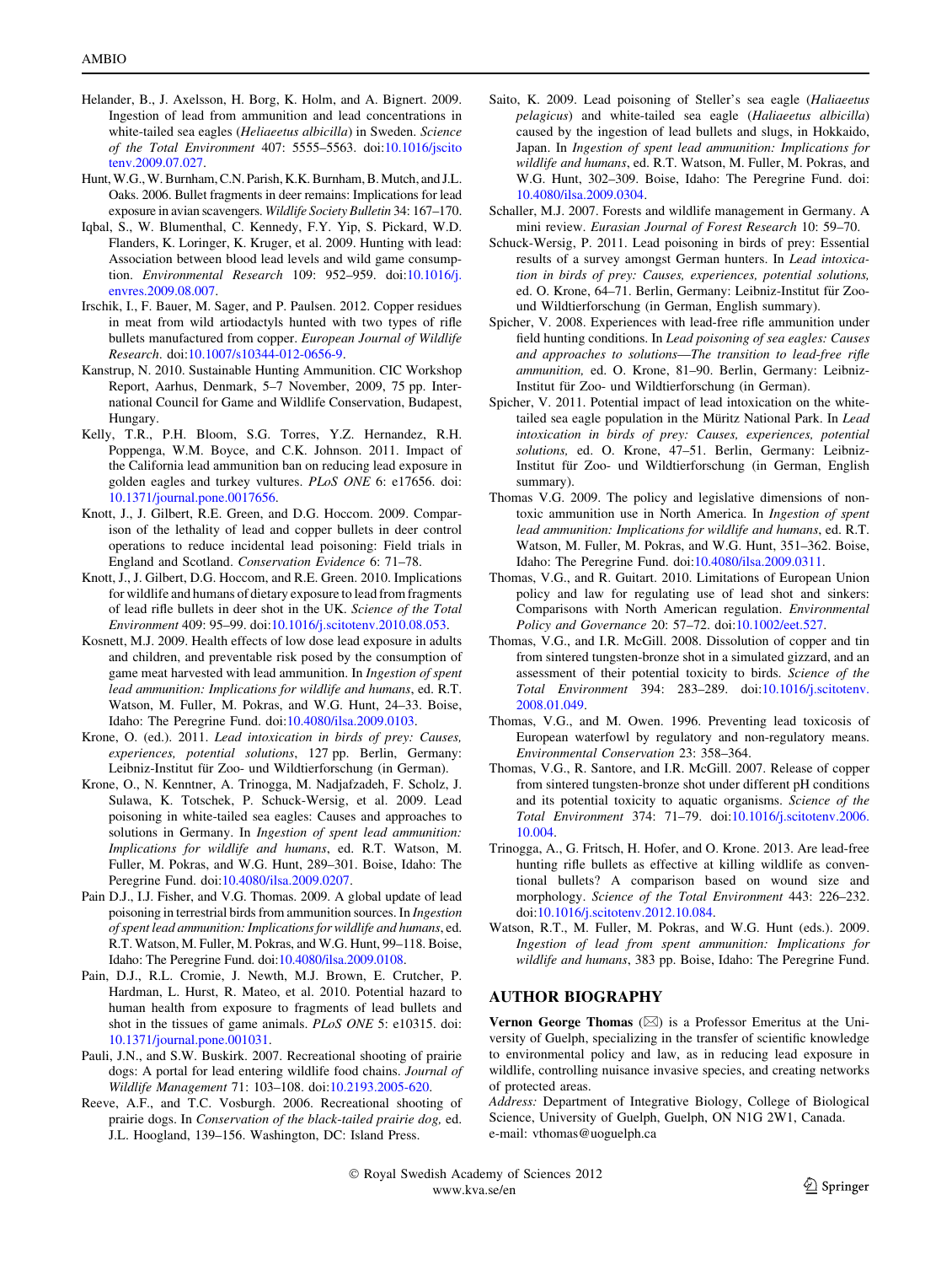Helander, B., J. Axelsson, H. Borg, K. Holm, and A. Bignert. 2009. Ingestion of lead from ammunition and lead concentrations in white-tailed sea eagles (*Heliaeetus albicilla*) in Sweden. *Science of the Total Environment* 407: 5555–5563. doi:10.1016/jscitotenv.2009.07.027.

Hunt, W.G., W. Burnham, C.N. Parish, K.K. Burnham, B. Mutch, and J.L. Oaks. 2006. Bullet fragments in deer remains: Implications for lead exposure in avian scavengers. *Wildlife Society Bulletin* 34: 167–170.

Iqbal, S., W. Blumenthal, C. Kennedy, F.Y. Yip, S. Pickard, W.D. Flanders, K. Loringer, K. Kruger, et al. 2009. Hunting with lead: Association between blood lead levels and wild game consumption. *Environmental Research* 109: 952–959. doi:10.1016/j.envres.2009.08.007.

Irschik, I., F. Bauer, M. Sager, and P. Paulsen. 2012. Copper residues in meat from wild artiodactyls hunted with two types of rifle bullets manufactured from copper. *European Journal of Wildlife Research*. doi:10.1007/s10344-012-0656-9.

Kanstrup, N. 2010. Sustainable Hunting Ammunition. CIC Workshop Report, Aarhus, Denmark, 5–7 November, 2009, 75 pp. International Council for Game and Wildlife Conservation, Budapest, Hungary.

Kelly, T.R., P.H. Bloom, S.G. Torres, Y.Z. Hernandez, R.H. Poppenga, W.M. Boyce, and C.K. Johnson. 2011. Impact of the California lead ammunition ban on reducing lead exposure in golden eagles and turkey vultures. *PLoS ONE* 6: e17656. doi:10.1371/journal.pone.0017656.

Knott, J., J. Gilbert, R.E. Green, and D.G. Hoccom. 2009. Comparison of the lethality of lead and copper bullets in deer control operations to reduce incidental lead poisoning: Field trials in England and Scotland. *Conservation Evidence* 6: 71–78.

Knott, J., J. Gilbert, D.G. Hoccom, and R.E. Green. 2010. Implications for wildlife and humans of dietary exposure to lead from fragments of lead rifle bullets in deer shot in the UK. *Science of the Total Environment* 409: 95–99. doi:10.1016/j.scitotenv.2010.08.053.

Kosnett, M.J. 2009. Health effects of low dose lead exposure in adults and children, and preventable risk posed by the consumption of game meat harvested with lead ammunition. In *Ingestion of spent lead ammunition: Implications for wildlife and humans*, ed. R.T. Watson, M. Fuller, M. Pokras, and W.G. Hunt, 24–33. Boise, Idaho: The Peregrine Fund. doi:10.4080/ilsa.2009.0103.

Krone, O. (ed.). 2011. *Lead intoxication in birds of prey: Causes, experiences, potential solutions*, 127 pp. Berlin, Germany: Leibniz-Institut für Zoo- und Wildtierforschung (in German).

Krone, O., N. Kenntner, A. Trinogga, M. Nadjafzadeh, F. Scholz, J. Sulawa, K. Totschek, P. Schuck-Wersig, et al. 2009. Lead poisoning in white-tailed sea eagles: Causes and approaches to solutions in Germany. In *Ingestion of spent lead ammunition: Implications for wildlife and humans*, ed. R.T. Watson, M. Fuller, M. Pokras, and W.G. Hunt, 289–301. Boise, Idaho: The Peregrine Fund. doi:10.4080/ilsa.2009.0207.

Pain D.J., I.J. Fisher, and V.G. Thomas. 2009. A global update of lead poisoning in terrestrial birds from ammunition sources. In *Ingestion of spent lead ammunition: Implications for wildlife and humans*, ed. R.T. Watson, M. Fuller, M. Pokras, and W.G. Hunt, 99–118. Boise, Idaho: The Peregrine Fund. doi:10.4080/ilsa.2009.0108.

Pain, D.J., R.L. Cromie, J. Newth, M.J. Brown, E. Crutcher, P. Hardman, L. Hurst, R. Mateo, et al. 2010. Potential hazard to human health from exposure to fragments of lead bullets and shot in the tissues of game animals. *PLoS ONE* 5: e10315. doi:10.1371/journal.pone.001031.

Pauli, J.N., and S.W. Buskirk. 2007. Recreational shooting of prairie dogs: A portal for lead entering wildlife food chains. *Journal of Wildlife Management* 71: 103–108. doi:10.2193.2005-620.

Reeve, A.F., and T.C. Vosburgh. 2006. Recreational shooting of prairie dogs. In *Conservation of the black-tailed prairie dog*, ed. J.L. Hoogland, 139–156. Washington, DC: Island Press.

Saito, K. 2009. Lead poisoning of Steller's sea eagle (*Haliaeetus pelagicus*) and white-tailed sea eagle (*Haliaeetus albicilla*) caused by the ingestion of lead bullets and slugs, in Hokkaido, Japan. In *Ingestion of spent lead ammunition: Implications for wildlife and humans*, ed. R.T. Watson, M. Fuller, M. Pokras, and W.G. Hunt, 302–309. Boise, Idaho: The Peregrine Fund. doi:10.4080/ilsa.2009.0304.

Schaller, M.J. 2007. Forests and wildlife management in Germany. A mini review. *Eurasian Journal of Forest Research* 10: 59–70.

Schuck-Wersig, P. 2011. Lead poisoning in birds of prey: Essential results of a survey amongst German hunters. In *Lead intoxication in birds of prey: Causes, experiences, potential solutions,* ed. O. Krone, 64–71. Berlin, Germany: Leibniz-Institut für Zoo- und Wildtierforschung (in German, English summary).

Spicher, V. 2008. Experiences with lead-free rifle ammunition under field hunting conditions. In *Lead poisoning of sea eagles: Causes and approaches to solutions—The transition to lead-free rifle ammunition,* ed. O. Krone, 81–90. Berlin, Germany: Leibniz-Institut für Zoo- und Wildtierforschung (in German).

Spicher, V. 2011. Potential impact of lead intoxication on the white-tailed sea eagle population in the Müritz National Park. In *Lead intoxication in birds of prey: Causes, experiences, potential solutions,* ed. O. Krone, 47–51. Berlin, Germany: Leibniz-Institut für Zoo- und Wildtierforschung (in German, English summary).

Thomas V.G. 2009. The policy and legislative dimensions of non-toxic ammunition use in North America. In *Ingestion of spent lead ammunition: Implications for wildlife and humans*, ed. R.T. Watson, M. Fuller, M. Pokras, and W.G. Hunt, 351–362. Boise, Idaho: The Peregrine Fund. doi:10.4080/ilsa.2009.0311.

Thomas, V.G., and R. Guitart. 2010. Limitations of European Union policy and law for regulating use of lead shot and sinkers: Comparisons with North American regulation. *Environmental Policy and Governance* 20: 57–72. doi:10.1002/eet.527.

Thomas, V.G., and I.R. McGill. 2008. Dissolution of copper and tin from sintered tungsten-bronze shot in a simulated gizzard, and an assessment of their potential toxicity to birds. *Science of the Total Environment* 394: 283–289. doi:10.1016/j.scitotenv.2008.01.049.

Thomas, V.G., and M. Owen. 1996. Preventing lead toxicosis of European waterfowl by regulatory and non-regulatory means. *Environmental Conservation* 23: 358–364.

Thomas, V.G., R. Santore, and I.R. McGill. 2007. Release of copper from sintered tungsten-bronze shot under different pH conditions and its potential toxicity to aquatic organisms. *Science of the Total Environment* 374: 71–79. doi:10.1016/j.scitotenv.2006.10.004.

Trinogga, A., G. Fritsch, H. Hofer, and O. Krone. 2013. Are lead-free hunting rifle bullets as effective at killing wildlife as conventional bullets? A comparison based on wound size and morphology. *Science of the Total Environment* 443: 226–232. doi:10.1016/j.scitotenv.2012.10.084.

Watson, R.T., M. Fuller, M. Pokras, and W.G. Hunt (eds.). 2009. *Ingestion of lead from spent ammunition: Implications for wildlife and humans*, 383 pp. Boise, Idaho: The Peregrine Fund.

## AUTHOR BIOGRAPHY

**Vernon George Thomas** (✉) is a Professor Emeritus at the University of Guelph, specializing in the transfer of scientific knowledge to environmental policy and law, as in reducing lead exposure in wildlife, controlling nuisance invasive species, and creating networks of protected areas.

*Address:* Department of Integrative Biology, College of Biological Science, University of Guelph, Guelph, ON N1G 2W1, Canada.
e-mail: vthomas@uoguelph.ca